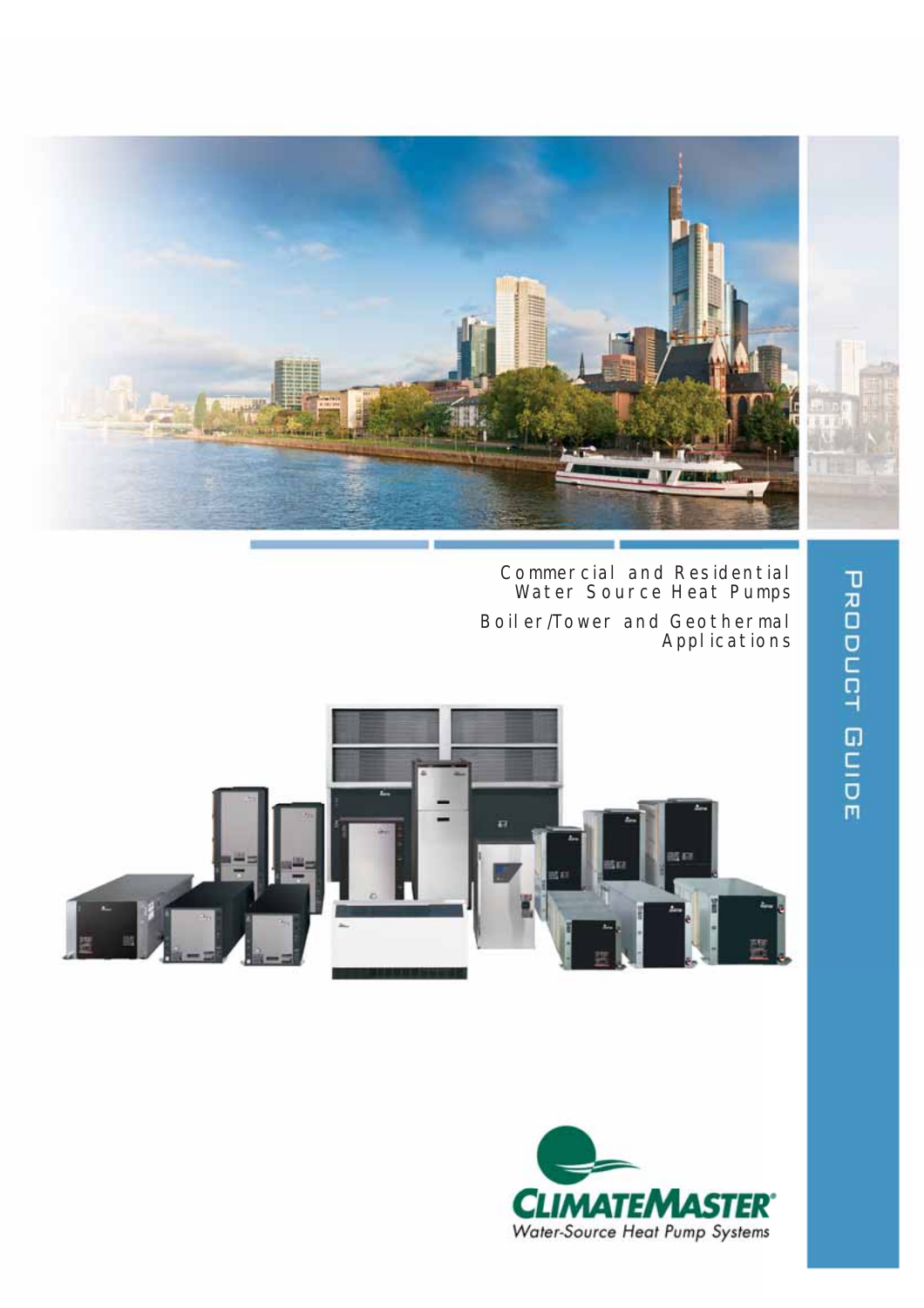# Product Guide

Commercial and Residential Water Source Heat Pumps

Boiler/Tower and Geothermal Applications

**CLIMATEMASTER®**

*Water-Source Heat Pump Systems*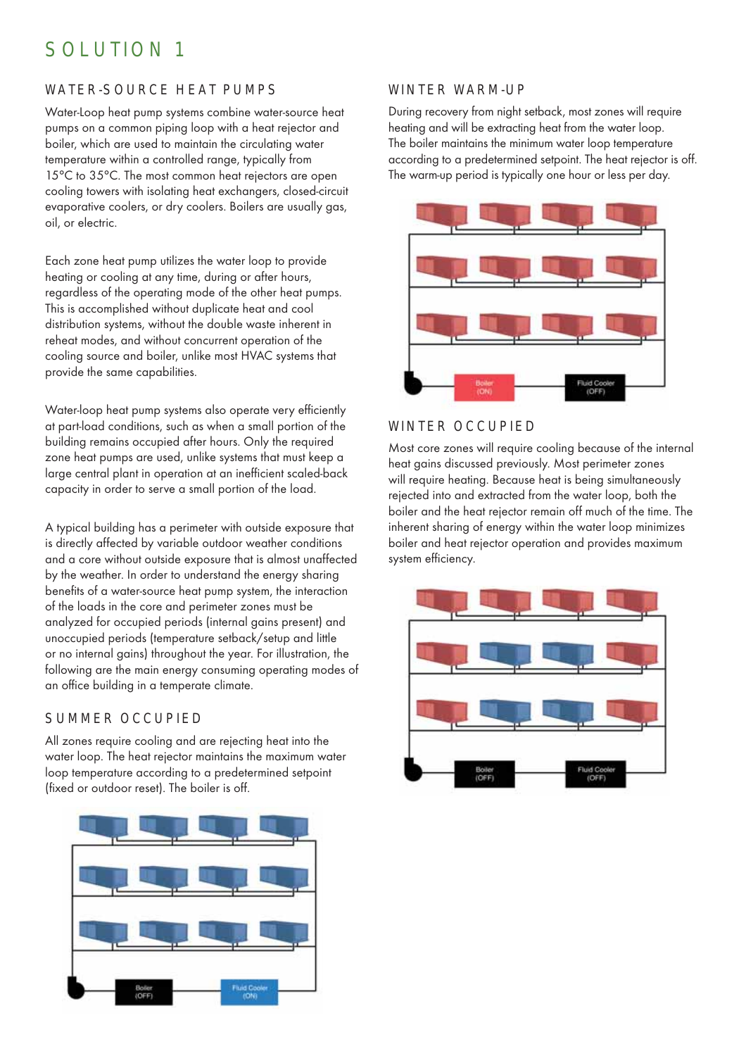# SOLUTION 1

## WATER-SOURCE HEAT PUMPS

Water-Loop heat pump systems combine water-source heat pumps on a common piping loop with a heat rejector and boiler, which are used to maintain the circulating water temperature within a controlled range, typically from 15°C to 35°C. The most common heat rejectors are open cooling towers with isolating heat exchangers, closed-circuit evaporative coolers, or dry coolers. Boilers are usually gas, oil, or electric.

Each zone heat pump utilizes the water loop to provide heating or cooling at any time, during or after hours, regardless of the operating mode of the other heat pumps. This is accomplished without duplicate heat and cool distribution systems, without the double waste inherent in reheat modes, and without concurrent operation of the cooling source and boiler, unlike most HVAC systems that provide the same capabilities.

Water-loop heat pump systems also operate very efficiently at part-load conditions, such as when a small portion of the building remains occupied after hours. Only the required zone heat pumps are used, unlike systems that must keep a large central plant in operation at an inefficient scaled-back capacity in order to serve a small portion of the load.

A typical building has a perimeter with outside exposure that is directly affected by variable outdoor weather conditions and a core without outside exposure that is almost unaffected by the weather. In order to understand the energy sharing benefits of a water-source heat pump system, the interaction of the loads in the core and perimeter zones must be analyzed for occupied periods (internal gains present) and unoccupied periods (temperature setback/setup and little or no internal gains) throughout the year. For illustration, the following are the main energy consuming operating modes of an office building in a temperate climate.

## SUMMER OCCUPIED

All zones require cooling and are rejecting heat into the water loop. The heat rejector maintains the maximum water loop temperature according to a predetermined setpoint (fixed or outdoor reset). The boiler is off.

Boiler (OFF) Fluid Cooler (ON)

## WINTER WARM-UP

During recovery from night setback, most zones will require heating and will be extracting heat from the water loop. The boiler maintains the minimum water loop temperature according to a predetermined setpoint. The heat rejector is off. The warm-up period is typically one hour or less per day.

Boiler (ON) Fluid Cooler (OFF)

## WINTER OCCUPIED

Most core zones will require cooling because of the internal heat gains discussed previously. Most perimeter zones will require heating. Because heat is being simultaneously rejected into and extracted from the water loop, both the boiler and the heat rejector remain off much of the time. The inherent sharing of energy within the water loop minimizes boiler and heat rejector operation and provides maximum system efficiency.

Boiler (OFF) Fluid Cooler (OFF)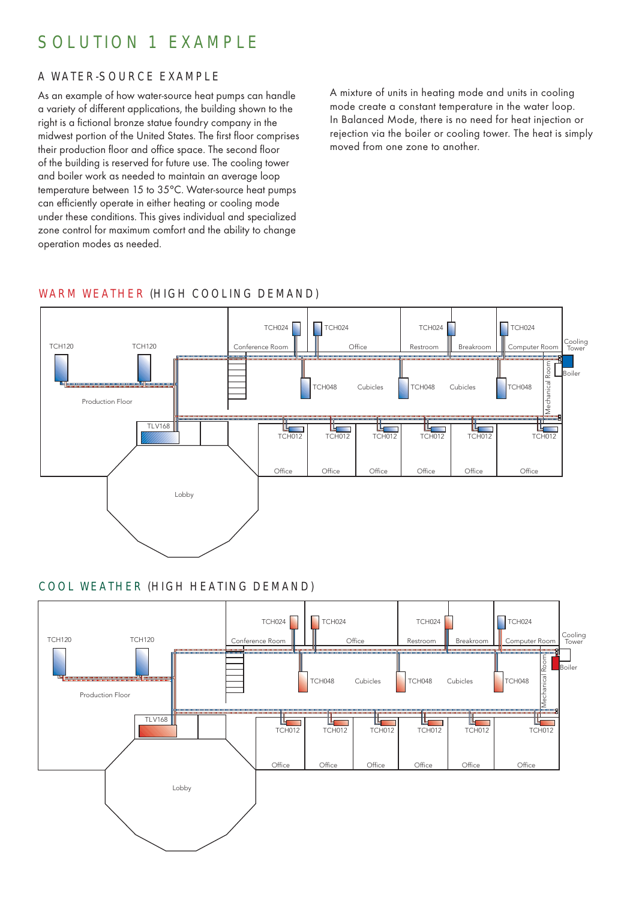# SOLUTION 1 EXAMPLE

## A WATER-SOURCE EXAMPLE

As an example of how water-source heat pumps can handle a variety of different applications, the building shown to the right is a fictional bronze statue foundry company in the midwest portion of the United States. The first floor comprises their production floor and office space. The second floor of the building is reserved for future use. The cooling tower and boiler work as needed to maintain an average loop temperature between 15 to 35°C. Water-source heat pumps can efficiently operate in either heating or cooling mode under these conditions. This gives individual and specialized zone control for maximum comfort and the ability to change operation modes as needed.

A mixture of units in heating mode and units in cooling mode create a constant temperature in the water loop. In Balanced Mode, there is no need for heat injection or rejection via the boiler or cooling tower. The heat is simply moved from one zone to another.

### WARM WEATHER (HIGH COOLING DEMAND)

TCH120 TCH120 TCH024 TCH024 TCH024 TCH024 Conference Room Office Restroom Breakroom Computer Room Cooling Tower Boiler TCH048 Cubicles TCH048 Cubicles TCH048 Mechanical Room Production Floor TLV168 TCH012 TCH012 TCH012 TCH012 TCH012 TCH012 Office Office Office Office Office Office Lobby

### COOL WEATHER (HIGH HEATING DEMAND)

TCH120 TCH120 TCH024 TCH024 TCH024 TCH024 Conference Room Office Restroom Breakroom Computer Room Cooling Tower Boiler TCH048 Cubicles TCH048 Cubicles TCH048 Mechanical Room Production Floor TLV168 TCH012 TCH012 TCH012 TCH012 TCH012 TCH012 Office Office Office Office Office Office Lobby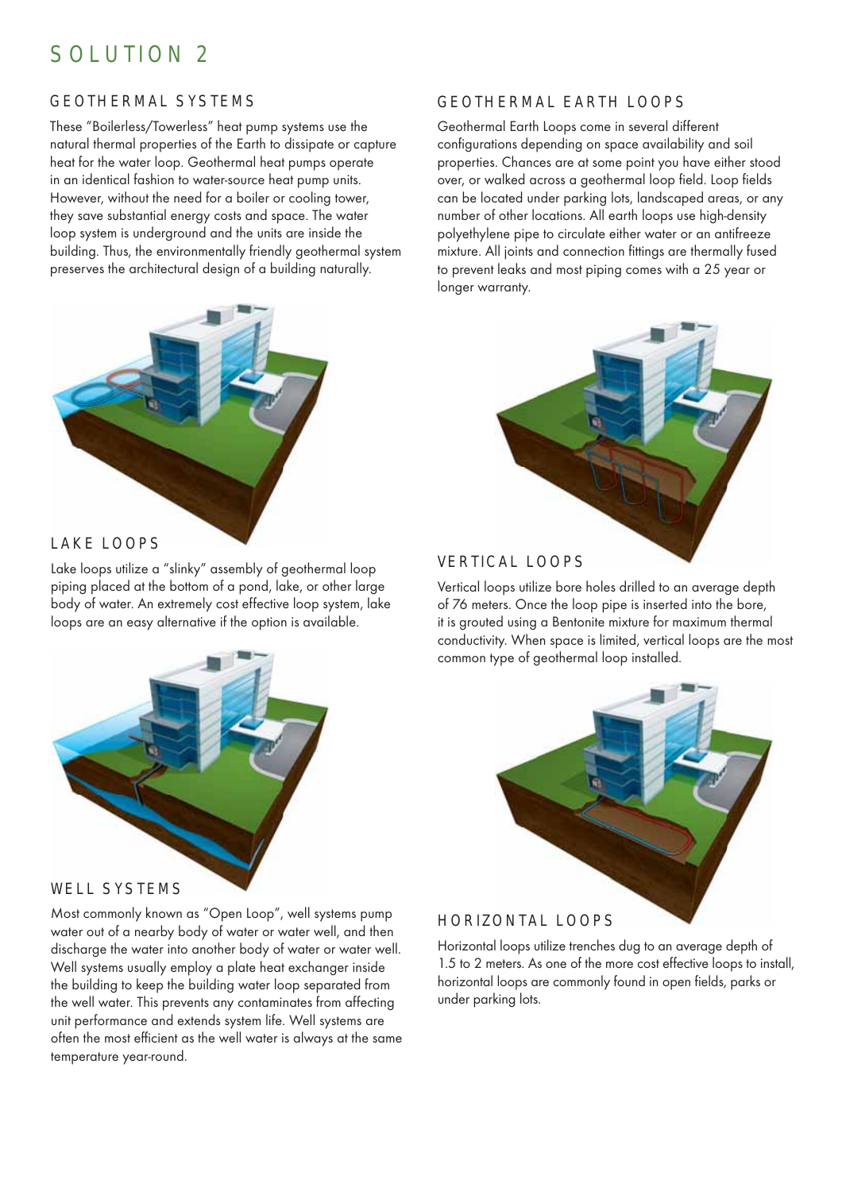# SOLUTION 2

## GEOTHERMAL SYSTEMS

These "Boilerless/Towerless" heat pump systems use the natural thermal properties of the Earth to dissipate or capture heat for the water loop. Geothermal heat pumps operate in an identical fashion to water-source heat pump units. However, without the need for a boiler or cooling tower, they save substantial energy costs and space. The water loop system is underground and the units are inside the building. Thus, the environmentally friendly geothermal system preserves the architectural design of a building naturally.

## LAKE LOOPS

Lake loops utilize a "slinky" assembly of geothermal loop piping placed at the bottom of a pond, lake, or other large body of water. An extremely cost effective loop system, lake loops are an easy alternative if the option is available.

## WELL SYSTEMS

Most commonly known as "Open Loop", well systems pump water out of a nearby body of water or water well, and then discharge the water into another body of water or water well. Well systems usually employ a plate heat exchanger inside the building to keep the building water loop separated from the well water. This prevents any contaminates from affecting unit performance and extends system life. Well systems are often the most efficient as the well water is always at the same temperature year-round.

## GEOTHERMAL EARTH LOOPS

Geothermal Earth Loops come in several different configurations depending on space availability and soil properties. Chances are at some point you have either stood over, or walked across a geothermal loop field. Loop fields can be located under parking lots, landscaped areas, or any number of other locations. All earth loops use high-density polyethylene pipe to circulate either water or an antifreeze mixture. All joints and connection fittings are thermally fused to prevent leaks and most piping comes with a 25 year or longer warranty.

## VERTICAL LOOPS

Vertical loops utilize bore holes drilled to an average depth of 76 meters. Once the loop pipe is inserted into the bore, it is grouted using a Bentonite mixture for maximum thermal conductivity. When space is limited, vertical loops are the most common type of geothermal loop installed.

## HORIZONTAL LOOPS

Horizontal loops utilize trenches dug to an average depth of 1.5 to 2 meters. As one of the more cost effective loops to install, horizontal loops are commonly found in open fields, parks or under parking lots.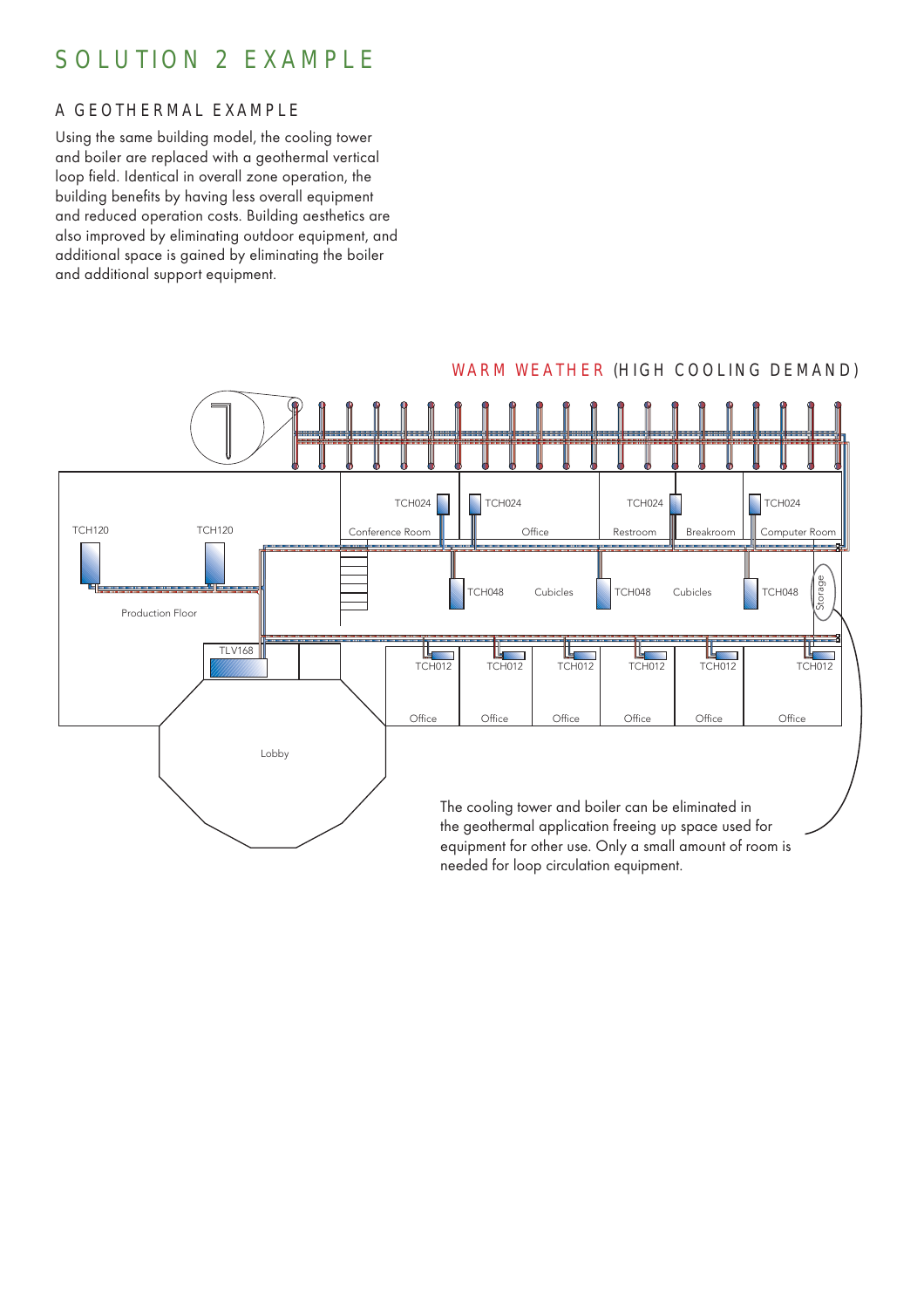# SOLUTION 2 EXAMPLE

## A GEOTHERMAL EXAMPLE

Using the same building model, the cooling tower and boiler are replaced with a geothermal vertical loop field. Identical in overall zone operation, the building benefits by having less overall equipment and reduced operation costs. Building aesthetics are also improved by eliminating outdoor equipment, and additional space is gained by eliminating the boiler and additional support equipment.

WARM WEATHER (HIGH COOLING DEMAND)

TCH120 TCH120 TCH024 TCH024 TCH024 TCH024

Conference Room Office Restroom Breakroom Computer Room

TCH048 Cubicles TCH048 Cubicles TCH048 Storage

Production Floor

TLV168

TCH012 TCH012 TCH012 TCH012 TCH012 TCH012

Office Office Office Office Office Office

Lobby

The cooling tower and boiler can be eliminated in the geothermal application freeing up space used for equipment for other use. Only a small amount of room is needed for loop circulation equipment.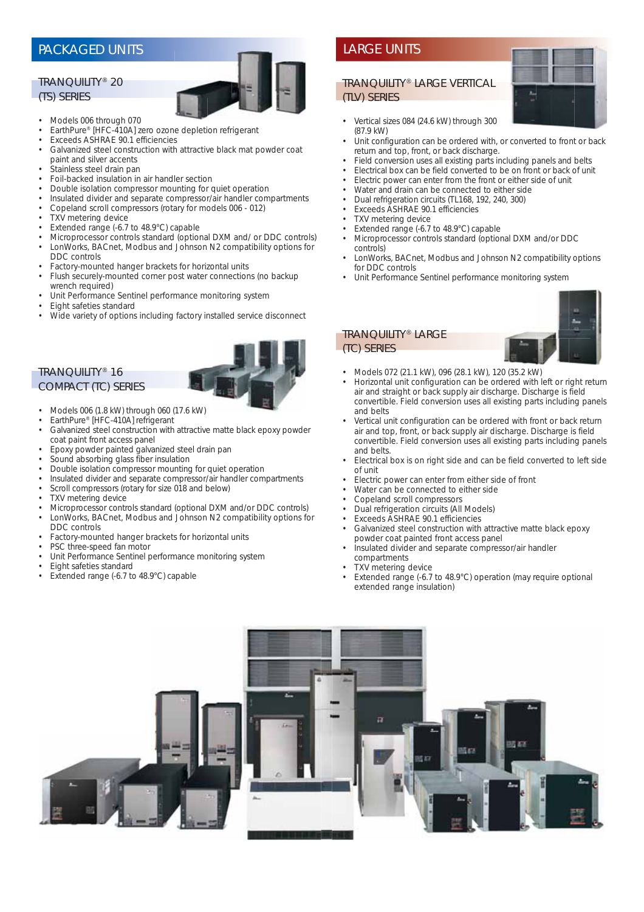# PACKAGED UNITS

## TRANQUILITY® 20 (TS) SERIES

- Models 006 through 070
- EarthPure® [HFC-410A] zero ozone depletion refrigerant
- Exceeds ASHRAE 90.1 efficiencies
- Galvanized steel construction with attractive black mat powder coat paint and silver accents
- Stainless steel drain pan
- Foil-backed insulation in air handler section
- Double isolation compressor mounting for quiet operation
- Insulated divider and separate compressor/air handler compartments
- Copeland scroll compressors (rotary for models 006 - 012)
- TXV metering device
- Extended range (-6.7 to 48.9°C) capable
- Microprocessor controls standard (optional DXM and/ or DDC controls)
- LonWorks, BACnet, Modbus and Johnson N2 compatibility options for DDC controls
- Factory-mounted hanger brackets for horizontal units
- Flush securely-mounted corner post water connections (no backup wrench required)
- Unit Performance Sentinel performance monitoring system
- Eight safeties standard
- Wide variety of options including factory installed service disconnect

## TRANQUILITY® 16 COMPACT (TC) SERIES

- Models 006 (1.8 kW) through 060 (17.6 kW)
- EarthPure® [HFC-410A] refrigerant
- Galvanized steel construction with attractive matte black epoxy powder coat paint front access panel
- Epoxy powder painted galvanized steel drain pan
- Sound absorbing glass fiber insulation
- Double isolation compressor mounting for quiet operation
- Insulated divider and separate compressor/air handler compartments
- Scroll compressors (rotary for size 018 and below)
- TXV metering device
- Microprocessor controls standard (optional DXM and/or DDC controls)
- LonWorks, BACnet, Modbus and Johnson N2 compatibility options for DDC controls
- Factory-mounted hanger brackets for horizontal units
- PSC three-speed fan motor
- Unit Performance Sentinel performance monitoring system
- Eight safeties standard
- Extended range (-6.7 to 48.9°C) capable

# LARGE UNITS

## TRANQUILITY® LARGE VERTICAL (TLV) SERIES

- Vertical sizes 084 (24.6 kW) through 300 (87.9 kW)
- Unit configuration can be ordered with, or converted to front or back return and top, front, or back discharge.
- Field conversion uses all existing parts including panels and belts
- Electrical box can be field converted to be on front or back of unit
- Electric power can enter from the front or either side of unit
- Water and drain can be connected to either side
- Dual refrigeration circuits (TL168, 192, 240, 300)
- Exceeds ASHRAE 90.1 efficiencies
- TXV metering device
- Extended range (-6.7 to 48.9°C) capable
- Microprocessor controls standard (optional DXM and/or DDC controls)
- LonWorks, BACnet, Modbus and Johnson N2 compatibility options for DDC controls
- Unit Performance Sentinel performance monitoring system

## TRANQUILITY® LARGE (TC) SERIES

- Models 072 (21.1 kW), 096 (28.1 kW), 120 (35.2 kW)
- Horizontal unit configuration can be ordered with left or right return air and straight or back supply air discharge. Discharge is field convertible. Field conversion uses all existing parts including panels and belts
- Vertical unit configuration can be ordered with front or back return air and top, front, or back supply air discharge. Discharge is field convertible. Field conversion uses all existing parts including panels and belts.
- Electrical box is on right side and can be field converted to left side of unit
- Electric power can enter from either side of front
- Water can be connected to either side
- Copeland scroll compressors
- Dual refrigeration circuits (All Models)
- Exceeds ASHRAE 90.1 efficiencies
- Galvanized steel construction with attractive matte black epoxy powder coat painted front access panel
- Insulated divider and separate compressor/air handler compartments
- TXV metering device
- Extended range (-6.7 to 48.9°C) operation (may require optional extended range insulation)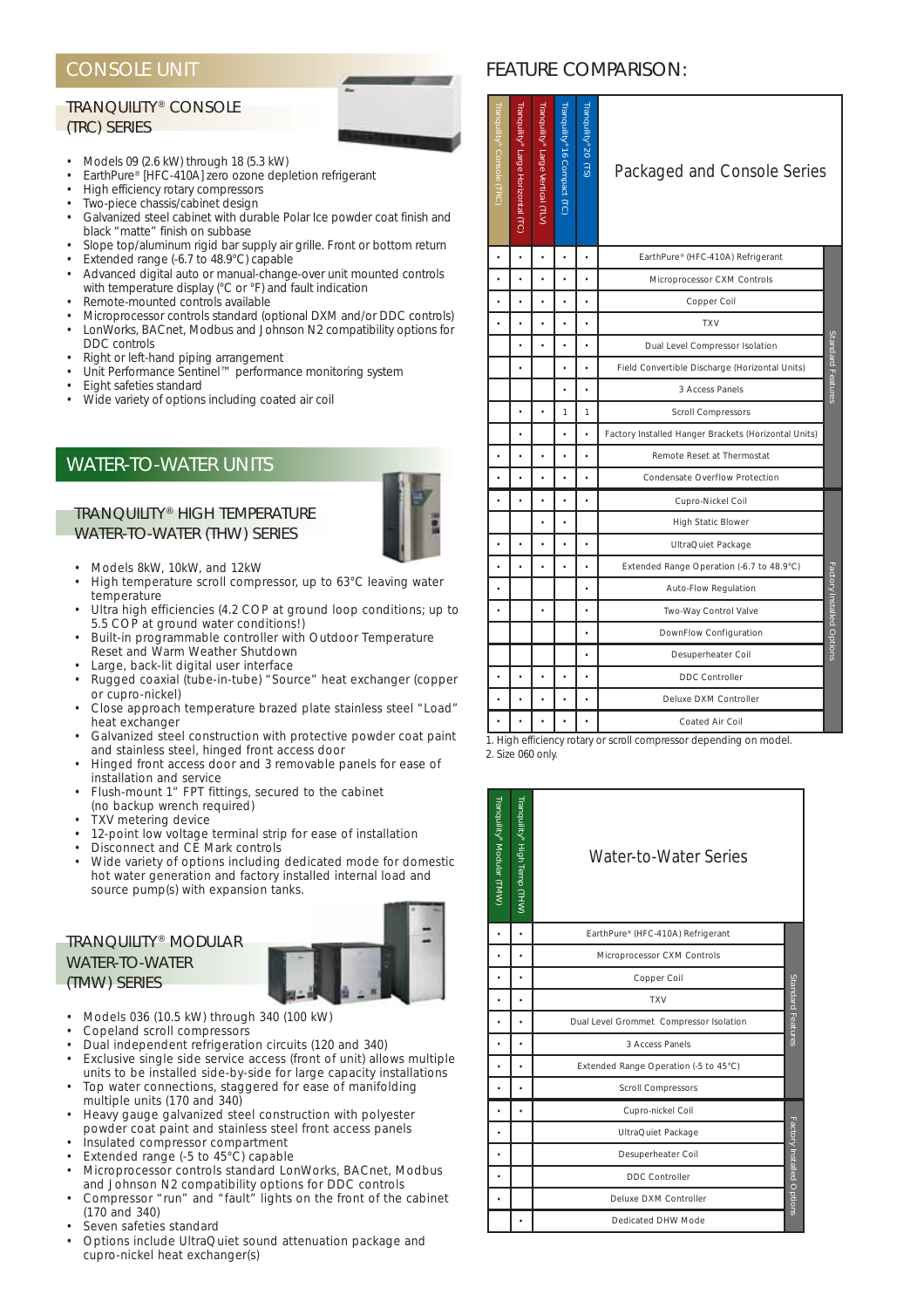## CONSOLE UNIT

### TRANQUILITY® CONSOLE (TRC) SERIES

- Models 09 (2.6 kW) through 18 (5.3 kW)
- EarthPure® [HFC-410A] zero ozone depletion refrigerant
- High efficiency rotary compressors
- Two-piece chassis/cabinet design
- Galvanized steel cabinet with durable Polar Ice powder coat finish and black "matte" finish on subbase
- Slope top/aluminum rigid bar supply air grille. Front or bottom return
- Extended range (-6.7 to 48.9°C) capable
- Advanced digital auto or manual-change-over unit mounted controls with temperature display (°C or °F) and fault indication
- Remote-mounted controls available
- Microprocessor controls standard (optional DXM and/or DDC controls)
- LonWorks, BACnet, Modbus and Johnson N2 compatibility options for DDC controls
- Right or left-hand piping arrangement
- Unit Performance Sentinel™ performance monitoring system
- Eight safeties standard
- Wide variety of options including coated air coil

## WATER-TO-WATER UNITS

### TRANQUILITY® HIGH TEMPERATURE WATER-TO-WATER (THW) SERIES

- Models 8kW, 10kW, and 12kW
- High temperature scroll compressor, up to 63°C leaving water temperature
- Ultra high efficiencies (4.2 COP at ground loop conditions; up to 5.5 COP at ground water conditions!)
- Built-in programmable controller with Outdoor Temperature Reset and Warm Weather Shutdown
- Large, back-lit digital user interface
- Rugged coaxial (tube-in-tube) "Source" heat exchanger (copper or cupro-nickel)
- Close approach temperature brazed plate stainless steel "Load" heat exchanger
- Galvanized steel construction with protective powder coat paint and stainless steel, hinged front access door
- Hinged front access door and 3 removable panels for ease of installation and service
- Flush-mount 1" FPT fittings, secured to the cabinet (no backup wrench required)
- TXV metering device
- 12-point low voltage terminal strip for ease of installation
- Disconnect and CE Mark controls
- Wide variety of options including dedicated mode for domestic hot water generation and factory installed internal load and source pump(s) with expansion tanks.

### TRANQUILITY® MODULAR WATER-TO-WATER (TMW) SERIES

- Models 036 (10.5 kW) through 340 (100 kW)
- Copeland scroll compressors
- Dual independent refrigeration circuits (120 and 340)
- Exclusive single side service access (front of unit) allows multiple units to be installed side-by-side for large capacity installations
- Top water connections, staggered for ease of manifolding multiple units (170 and 340)
- Heavy gauge galvanized steel construction with polyester powder coat paint and stainless steel front access panels
- Insulated compressor compartment
- Extended range (-5 to 45°C) capable
- Microprocessor controls standard LonWorks, BACnet, Modbus and Johnson N2 compatibility options for DDC controls
- Compressor "run" and "fault" lights on the front of the cabinet (170 and 340)
- Seven safeties standard
- Options include UltraQuiet sound attenuation package and cupro-nickel heat exchanger(s)

## FEATURE COMPARISON:

| Tranquility® Console (TRC) | Tranquility® Large Horizontal (TLC) | Tranquility® Large Vertical (TLV) | Tranquility® 16 Compact (TC) | Tranquility® 20 (TS) | Packaged and Console Series | |
|---|---|---|---|---|---|---|
| • | • | • | • | • | EarthPure® (HFC-410A) Refrigerant | Standard Features |
| • | • | • | • | • | Microprocessor CXM Controls | Standard Features |
| • | • | • | • | • | Copper Coil | Standard Features |
| • | • | • | • | • | TXV | Standard Features |
| | • | • | • | • | Dual Level Compressor Isolation | Standard Features |
| | • | | • | • | Field Convertible Discharge (Horizontal Units) | Standard Features |
| | | | • | • | 3 Access Panels | Standard Features |
| | • | • | 1 | 1 | Scroll Compressors | Standard Features |
| | • | | • | • | Factory Installed Hanger Brackets (Horizontal Units) | Standard Features |
| • | • | • | • | • | Remote Reset at Thermostat | Standard Features |
| • | • | • | • | • | Condensate Overflow Protection | Standard Features |
| • | • | • | • | • | Cupro-Nickel Coil | Factory Installed Options |
| | | • | • | | High Static Blower | Factory Installed Options |
| • | • | • | • | • | UltraQuiet Package | Factory Installed Options |
| • | • | • | • | • | Extended Range Operation (-6.7 to 48.9°C) | Factory Installed Options |
| • | | | | • | Auto-Flow Regulation | Factory Installed Options |
| • | | • | | • | Two-Way Control Valve | Factory Installed Options |
| | | | | • | DownFlow Configuration | Factory Installed Options |
| | | | | • | Desuperheater Coil | Factory Installed Options |
| • | • | • | • | • | DDC Controller | Factory Installed Options |
| • | • | • | • | • | Deluxe DXM Controller | Factory Installed Options |
| • | • | • | • | • | Coated Air Coil | Factory Installed Options |

1. High efficiency rotary or scroll compressor depending on model.
2. Size 060 only.

| Tranquility® Modular (TMW) | Tranquility® High Temp (THW) | Water-to-Water Series | |
|---|---|---|---|
| • | • | EarthPure® (HFC-410A) Refrigerant | Standard Features |
| • | • | Microprocessor CXM Controls | Standard Features |
| • | • | Copper Coil | Standard Features |
| • | • | TXV | Standard Features |
| • | • | Dual Level Grommet Compressor Isolation | Standard Features |
| • | • | 3 Access Panels | Standard Features |
| • | • | Extended Range Operation (-5 to 45°C) | Standard Features |
| • | • | Scroll Compressors | Standard Features |
| • | • | Cupro-nickel Coil | Factory Installed Options |
| • | | UltraQuiet Package | Factory Installed Options |
| • | | Desuperheater Coil | Factory Installed Options |
| • | | DDC Controller | Factory Installed Options |
| • | | Deluxe DXM Controller | Factory Installed Options |
| | • | Dedicated DHW Mode | Factory Installed Options |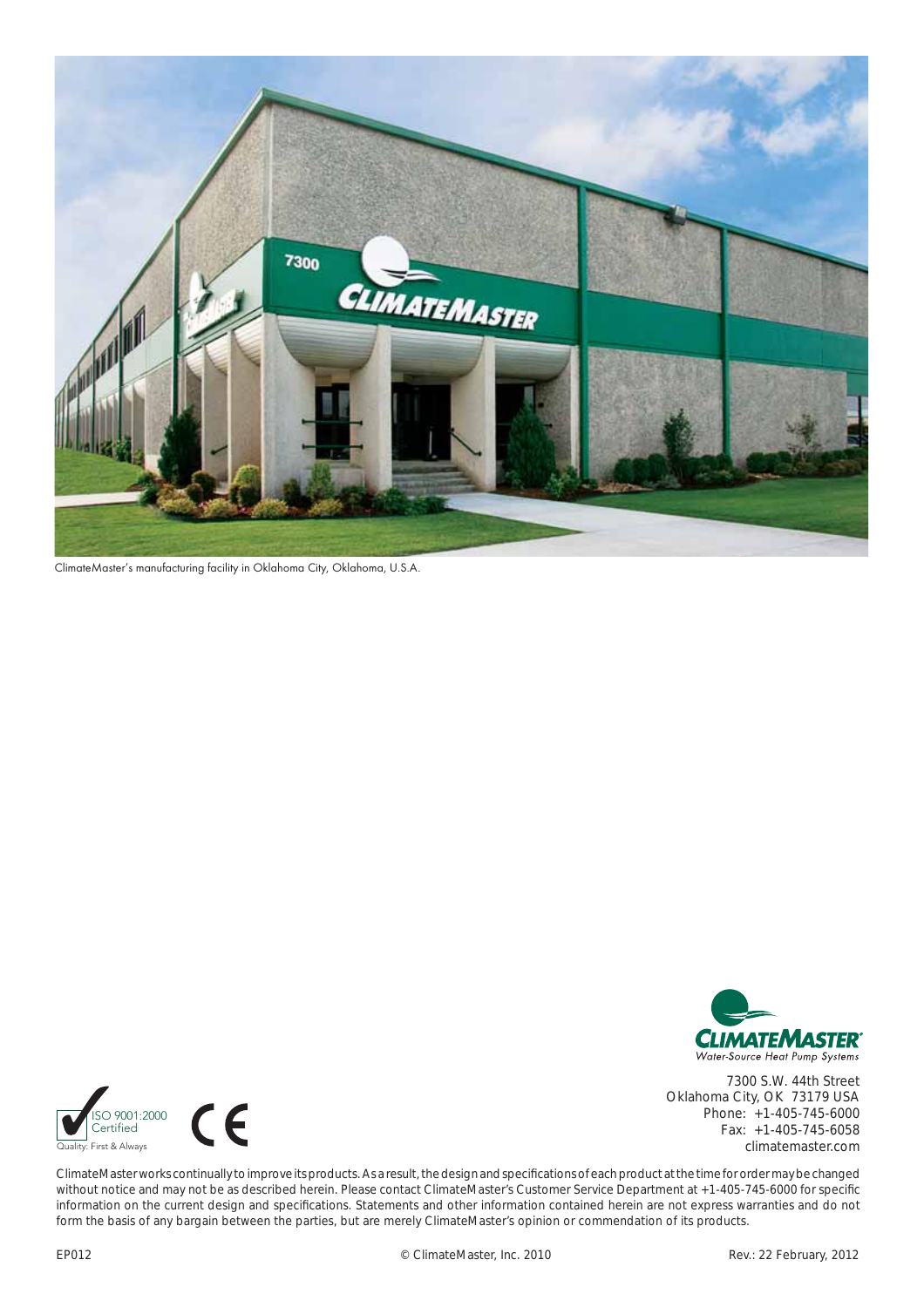ClimateMaster's manufacturing facility in Oklahoma City, Oklahoma, U.S.A.

CLIMATEMASTER
Water-Source Heat Pump Systems

7300 S.W. 44th Street
Oklahoma City, OK 73179 USA
Phone: +1-405-745-6000
Fax: +1-405-745-6058
climatemaster.com

ISO 9001:2000 Certified
Quality: First & Always

CE

ClimateMaster works continually to improve its products. As a result, the design and specifications of each product at the time for order may be changed without notice and may not be as described herein. Please contact ClimateMaster's Customer Service Department at +1-405-745-6000 for specific information on the current design and specifications. Statements and other information contained herein are not express warranties and do not form the basis of any bargain between the parties, but are merely ClimateMaster's opinion or commendation of its products.

EP012 © ClimateMaster, Inc. 2010 Rev.: 22 February, 2012